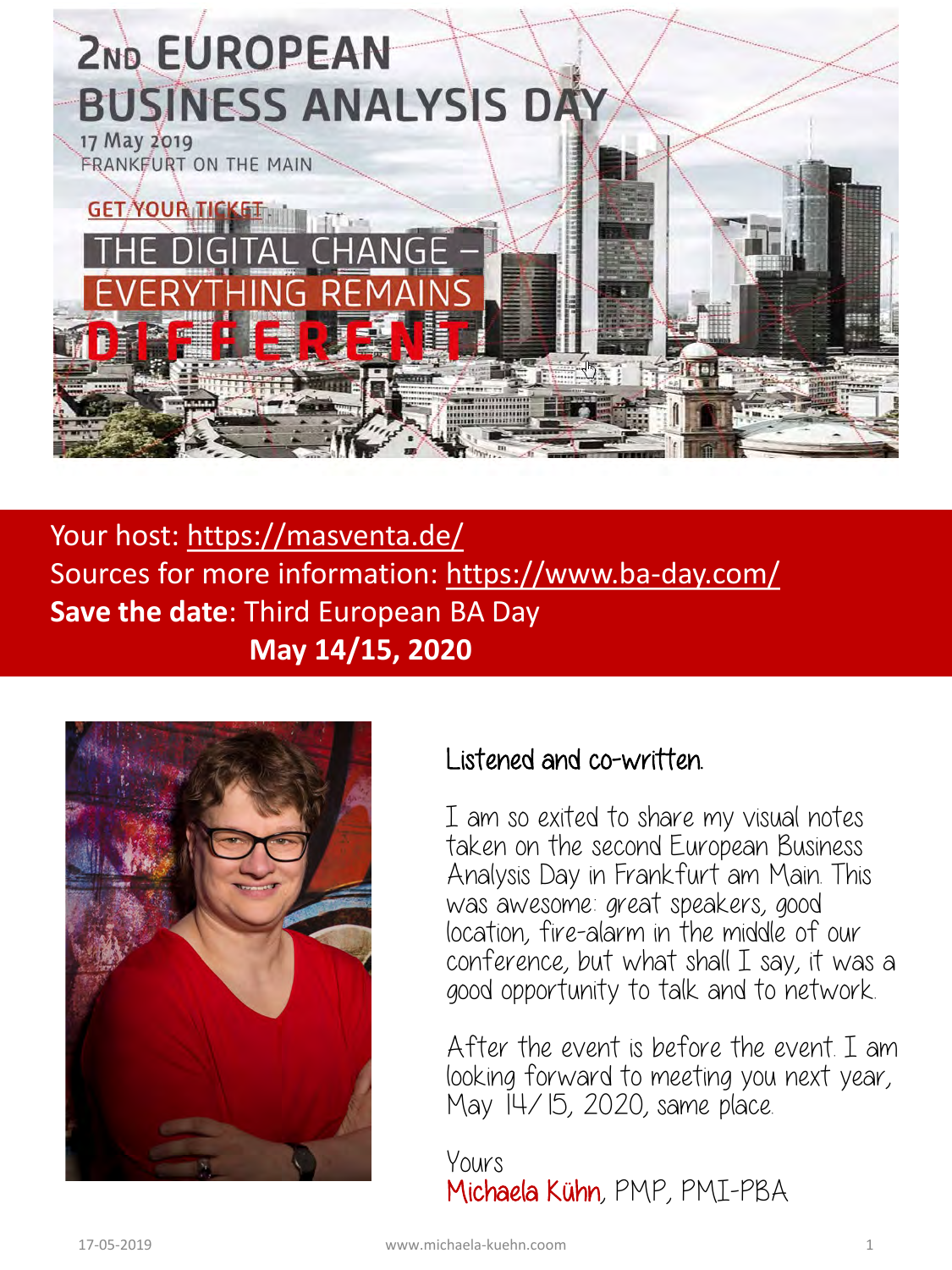# 2ND EUROPEAN BUSINESS ANALYSIS DAY

17 May 2019

FRANKFURT ON THE MAIN

GET YOUR TICKET

THE DIGITAL CHANGE – EVERYTHING REMAINS DIFFERENT

Your host: https://masventa.de/

Sources for more information: https://www.ba-day.com/

**Save the date**: Third European BA Day

**May 14/15, 2020**

## Listened and co-written.

I am so exited to share my visual notes taken on the second European Business Analysis Day in Frankfurt am Main. This was awesome: great speakers, good location, fire-alarm in the middle of our conference, but what shall I say, it was a good opportunity to talk and to network.

After the event is before the event. I am looking forward to meeting you next year, May 14/15, 2020, same place.

Yours

Michaela Kühn, PMP, PMI-PBA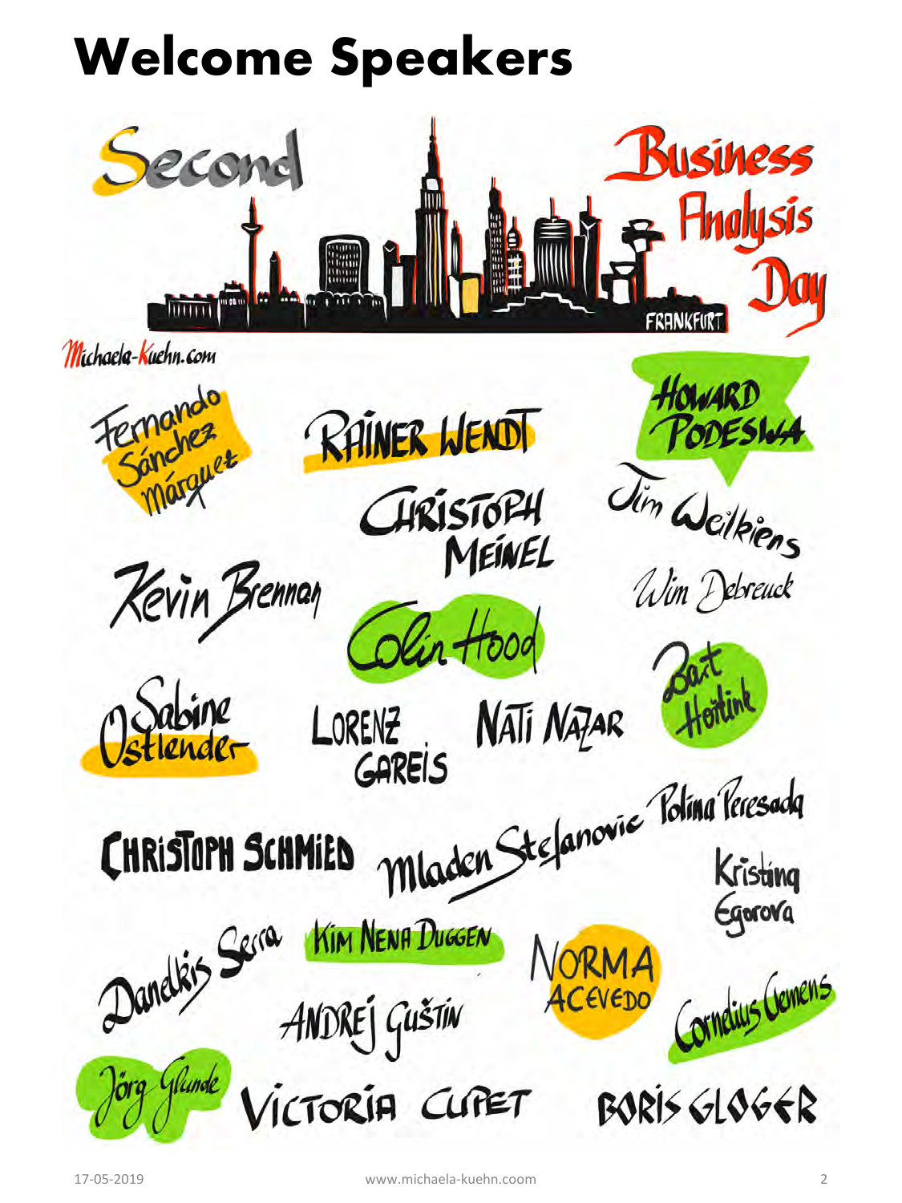# Welcome Speakers

Second Business Analysis Day

FRANKFURT

Michaela-Kuehn.com

Fernando Sánchez Márquez

Rainer Wendt

Howard Podeswa

Christoph Meinel

Jim Weilkiens

Kevin Brennan

Wim Debreuck

Colin Hood

Sabine Ostlender

Lorenz Gareis

Nati Nazar

Bart Hoitink

Christoph Schmied

Mladen Stefanovic

Polina Peresada

Kristina Egorova

Danelkis Serra

Kim Nena Duggen

Norma Acevedo

Andrej Guštin

Cornelius Clemens

Jörg Glunde

Victoria Cupet

Boris Gloger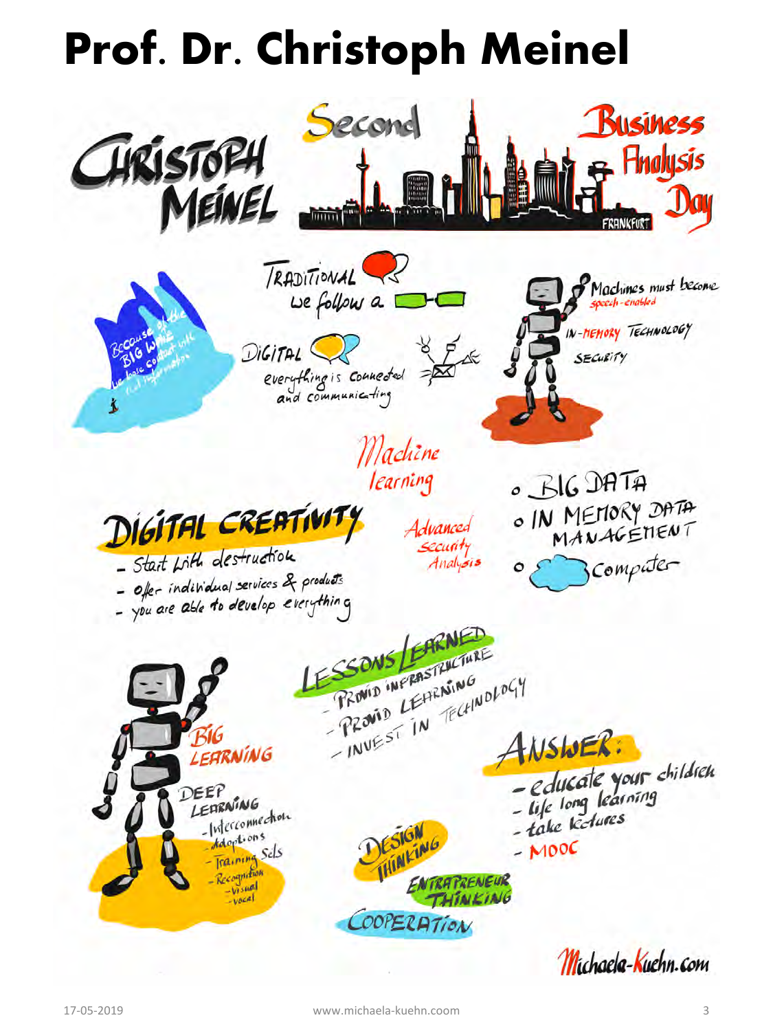# Prof. Dr. Christoph Meinel

CHRISTOPH MEINEL

Second Business Analysis Day

FRANKFURT

Because of the BIG WAVE of content with we loose focus of real information

TRADITIONAL
we follow a

DIGITAL
everything is connected and communicating

Machines must become speech-enabled

IN-MEMORY TECHNOLOGY

SECURITY

Machine learning

Advanced Security Analysis

- BIG DATA
- IN MEMORY DATA MANAGEMENT
- Computer

## DIGITAL CREATIVITY

- Start with destruction
- offer individual services & products
- you are able to develop everything

## LESSONS LEARNED

- PROVID INFRASTRUCTURE
- PROVID LEARNING
- INVEST IN TECHNOLOGY

BIG LEARNING

DEEP LEARNING
- Interconnection
- Adoptions
- Training Sets
- Recognition
  - visual
  - vocal

## ANSWER:

- educate your children
- life long learning
- take lectures
- MOOC

DESIGN THINKING

ENTRAPRENEUR THINKING

COOPERATION

Michaela-Kuehn.com

17-05-2019 www.michaela-kuehn.coom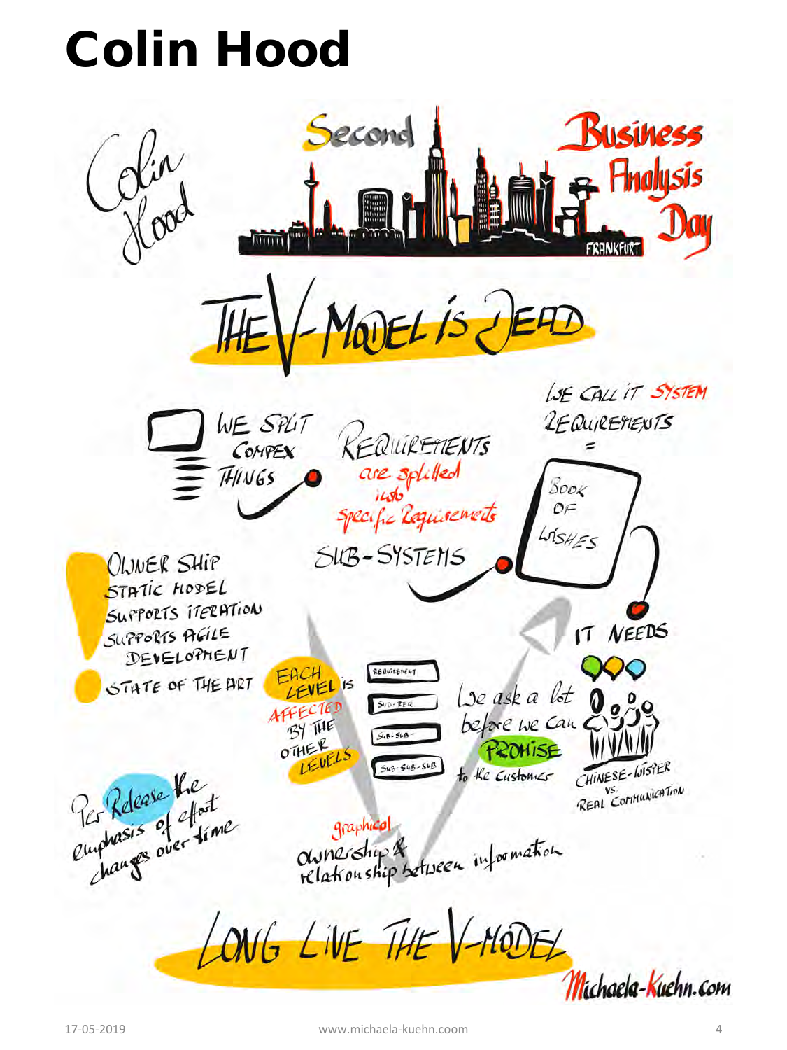# Colin Hood

Colin Hood

Second Business Analysis Day

FRANKFURT

THE V-MODEL IS DEAD

WE SPLIT COMPEX THINGS

REQUIREMENTS are splitted into specific Requirements

SUB-SYSTEMS

WE CALL IT SYSTEM REQUIREMENTS = BOOK OF WISHES

OWNER SHIP

STATIC MODEL

SUPPORTS ITERATION

SUPPORTS AGILE DEVELOPMENT

STATE OF THE ART

EACH LEVEL IS AFFECTED BY THE OTHER LEVELS

REQUIREMENT

SUB-REQ

SUB-SUB-

SUB-SUB-SUB

IT NEEDS

We ask a lot before we can PROMISE to the Customer

CHINESE-WISPER VS. REAL COMMUNICATION

Per Release the emphasis of effort changes over time

graphical ownership & relationship between information

LONG LIVE THE V-MODEL

Michaela-Kuehn.com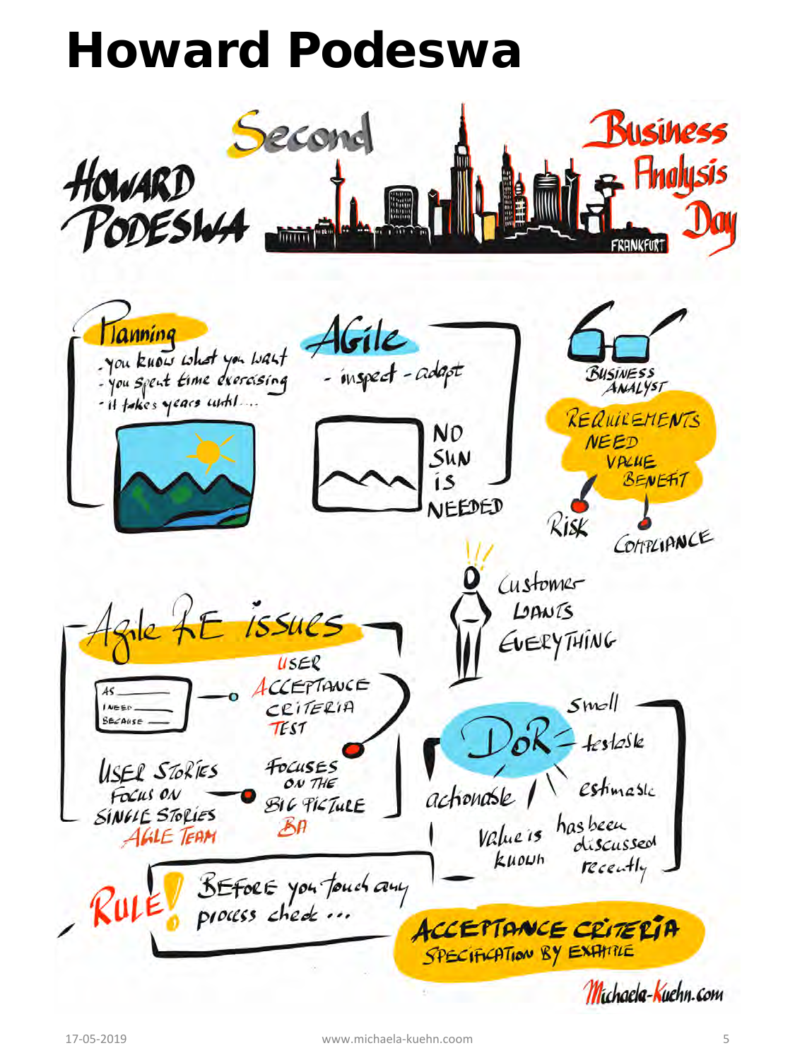# Howard Podeswa

HOWARD PODESWA

Second Business Analysis Day

FRANKFURT

Planning
- you know what you want
- you spent time exercising
- it takes years until....

Agile
- inspect - adapt

NO SUN IS NEEDED

BUSINESS ANALYST

REQUIREMENTS NEED VALUE BENEFIT

RISK

COMPLIANCE

Customer WANTS EVERYTHING

Agile RE issues

AS ___
I NEED ___
BECAUSE ___

USER ACCEPTANCE CRITERIA TEST

USER STORIES FOCUS ON SINGLE STORIES
AGILE TEAM

FOCUSES ON THE BIG PICTURE
BA

DoR
- Small
- testable
- estimable
- has been discussed recently
- Value is known
- actionable

RULE! BEFORE you touch any process check ...

ACCEPTANCE CRITERIA
SPECIFICATION BY EXAMPLE

Michaela-Kuehn.com

17-05-2019 www.michaela-kuehn.coom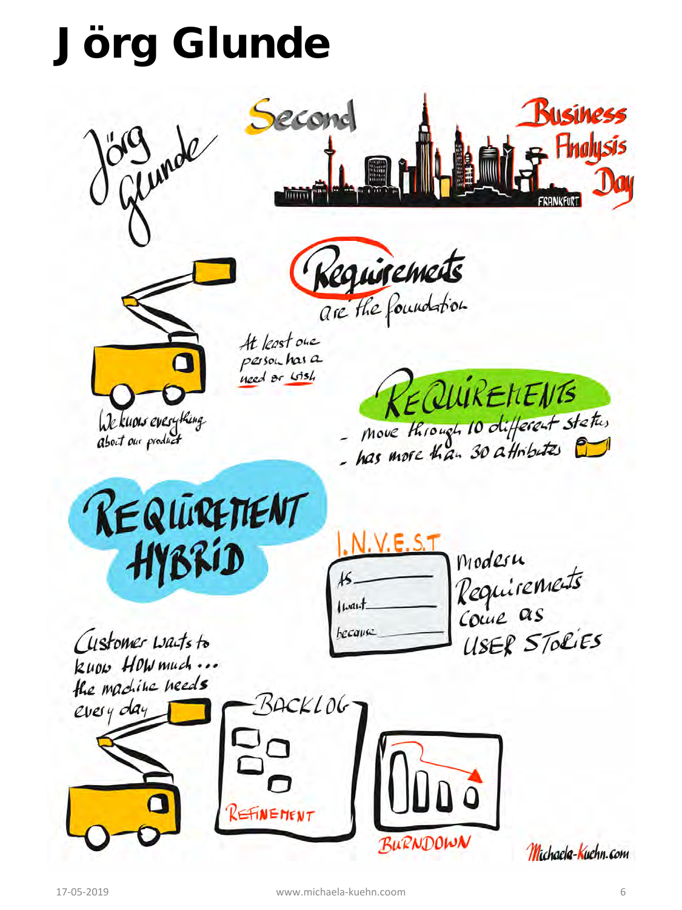# Jörg Glunde

Jörg Glunde

Second Business Analysis Day

FRANKFURT

Requirements are the foundation

At least one person has a need or wish

We know everything about our product

REQUIREMENTS

- move through 10 different status
- has more than 30 attributes

REQUIREMENT HYBRID

I.N.V.E.S.T

As ______

I want ______

because ______

Modern Requirements come as USER STORIES

Customer wants to know HOW much ... the machine needs every day

BACKLOG

REFINEMENT

BURNDOWN

Michaela-Kuehn.com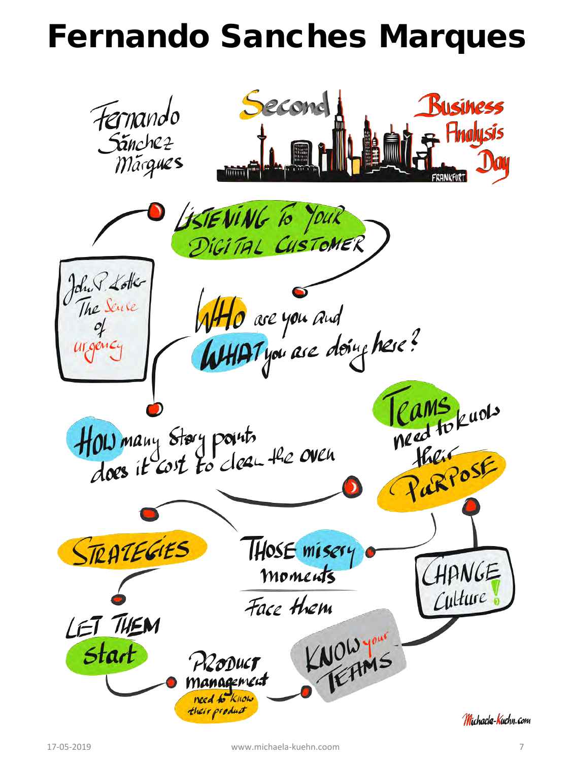# Fernando Sanches Marques

Fernando Sánchez Márques

Second Business Analysis Day

FRANKFURT

LISTENING TO YOUR DIGITAL CUSTOMER

John P. Kotter
The Sense of Urgency

WHO are you and WHAT you are doing here?

HOW many Story points does it cost to clean the oven

Teams need to know their PURPOSE

STRATEGIES

THOSE misery moments

Face them

CHANGE Culture!

LET THEM start

PRODUCT management
need to know their product

KNOW your TEAMS

Michaela-Kuehn.com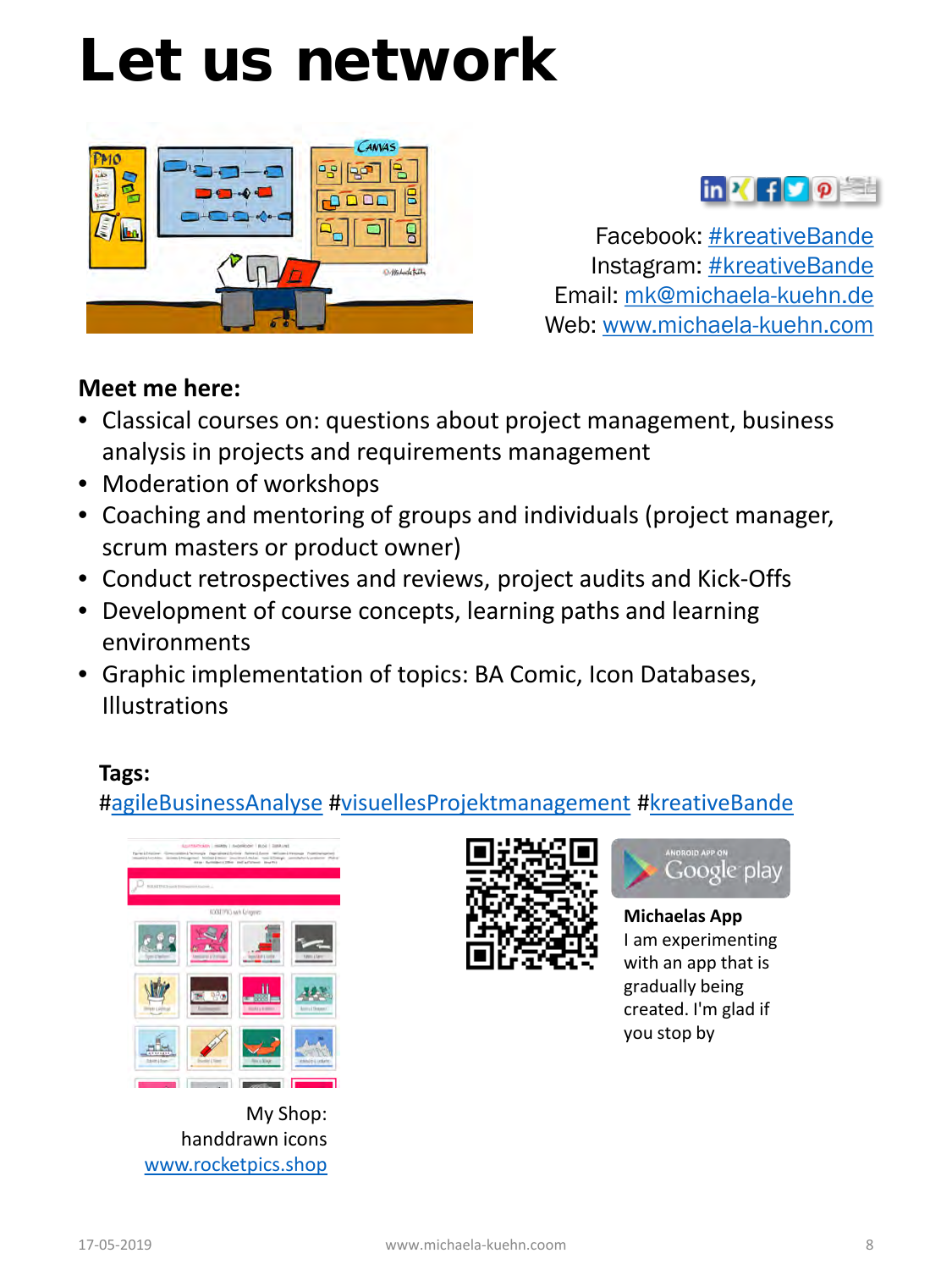# Let us network

Facebook: #kreativeBande
Instagram: #kreativeBande
Email: mk@michaela-kuehn.de
Web: www.michaela-kuehn.com

**Meet me here:**

- Classical courses on: questions about project management, business analysis in projects and requirements management
- Moderation of workshops
- Coaching and mentoring of groups and individuals (project manager, scrum masters or product owner)
- Conduct retrospectives and reviews, project audits and Kick-Offs
- Development of course concepts, learning paths and learning environments
- Graphic implementation of topics: BA Comic, Icon Databases, Illustrations

**Tags:**
#agileBusinessAnalyse #visuellesProjektmanagement #kreativeBande

My Shop:
handdrawn icons
www.rocketpics.shop

**Michaelas App**
I am experimenting with an app that is gradually being created. I'm glad if you stop by